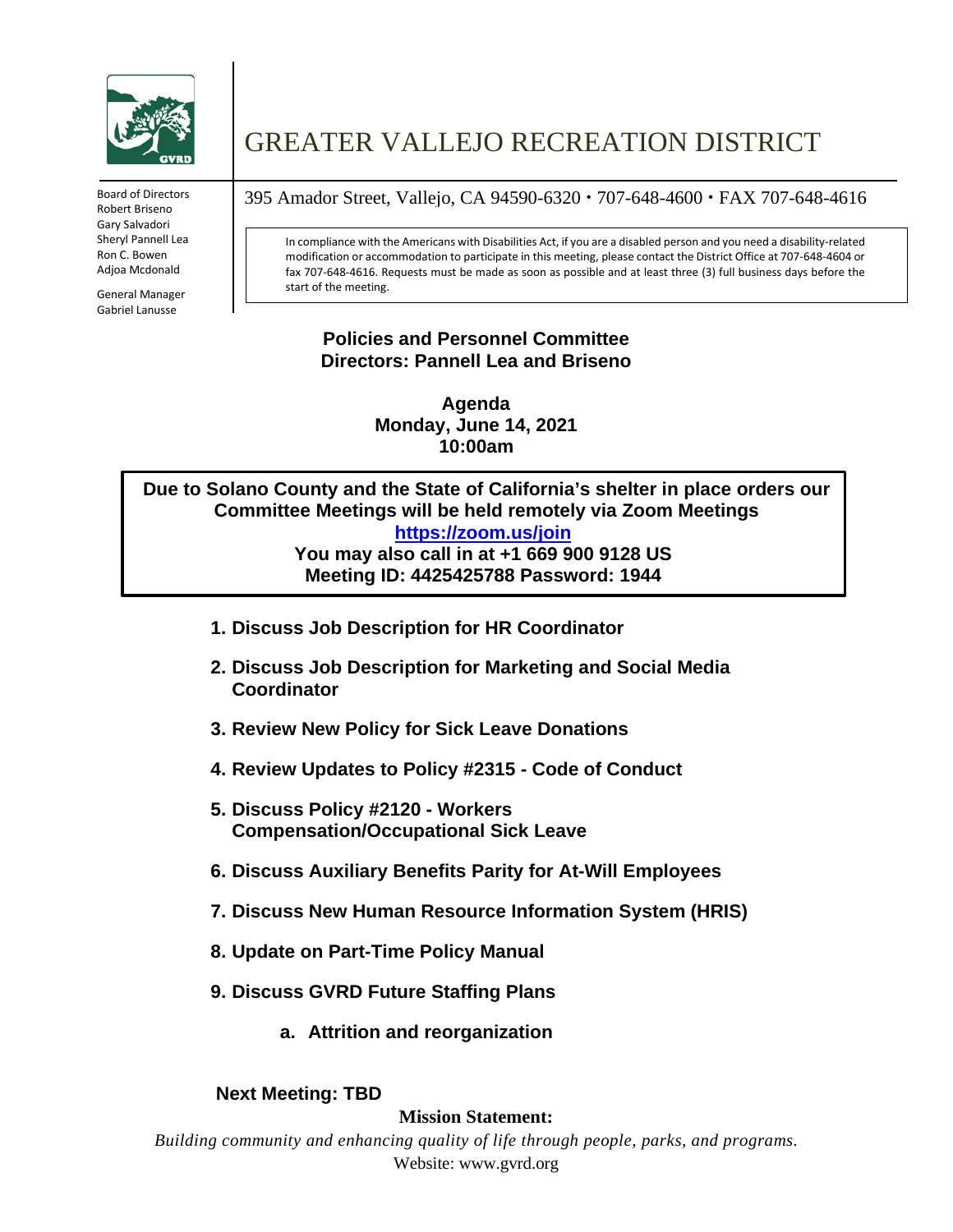# GREATER VALLEJO RECREATION DISTRICT

Board of Directors
Robert Briseno
Gary Salvadori
Sheryl Pannell Lea
Ron C. Bowen
Adjoa Mcdonald

General Manager
Gabriel Lanusse

395 Amador Street, Vallejo, CA 94590-6320 • 707-648-4600 • FAX 707-648-4616

In compliance with the Americans with Disabilities Act, if you are a disabled person and you need a disability-related modification or accommodation to participate in this meeting, please contact the District Office at 707-648-4604 or fax 707-648-4616. Requests must be made as soon as possible and at least three (3) full business days before the start of the meeting.

**Policies and Personnel Committee**
**Directors: Pannell Lea and Briseno**

**Agenda**
**Monday, June 14, 2021**
**10:00am**

**Due to Solano County and the State of California's shelter in place orders our Committee Meetings will be held remotely via Zoom Meetings**
**https://zoom.us/join**
**You may also call in at +1 669 900 9128 US**
**Meeting ID: 4425425788 Password: 1944**

1. **Discuss Job Description for HR Coordinator**
2. **Discuss Job Description for Marketing and Social Media Coordinator**
3. **Review New Policy for Sick Leave Donations**
4. **Review Updates to Policy #2315 - Code of Conduct**
5. **Discuss Policy #2120 - Workers Compensation/Occupational Sick Leave**
6. **Discuss Auxiliary Benefits Parity for At-Will Employees**
7. **Discuss New Human Resource Information System (HRIS)**
8. **Update on Part-Time Policy Manual**
9. **Discuss GVRD Future Staffing Plans**
    a. **Attrition and reorganization**

**Next Meeting: TBD**

**Mission Statement:**
*Building community and enhancing quality of life through people, parks, and programs.*
Website: www.gvrd.org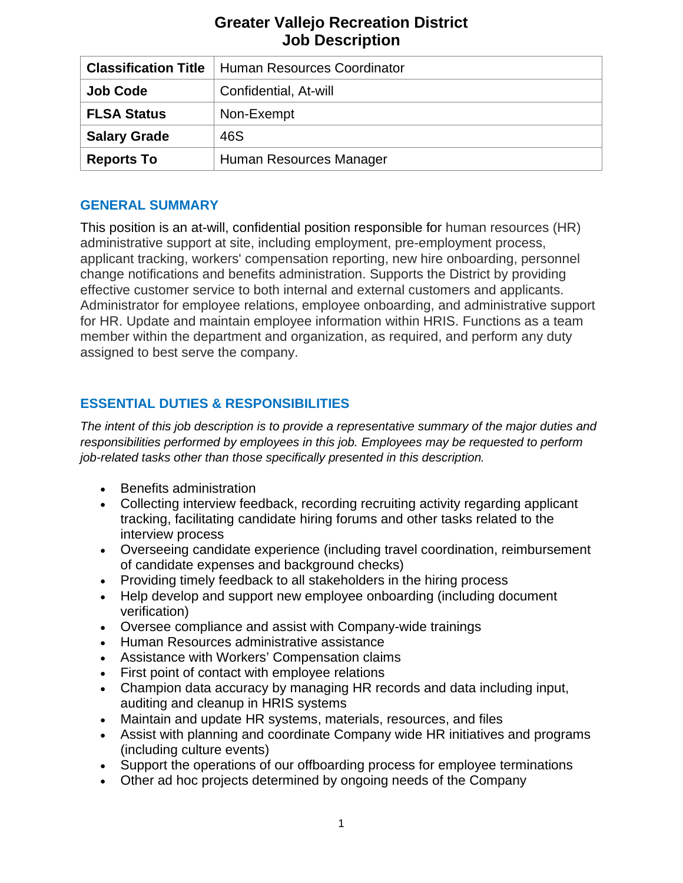# Greater Vallejo Recreation District
# Job Description

| Classification Title | Human Resources Coordinator |
|---|---|
| Job Code | Confidential, At-will |
| FLSA Status | Non-Exempt |
| Salary Grade | 46S |
| Reports To | Human Resources Manager |

## GENERAL SUMMARY

This position is an at-will, confidential position responsible for human resources (HR) administrative support at site, including employment, pre-employment process, applicant tracking, workers' compensation reporting, new hire onboarding, personnel change notifications and benefits administration. Supports the District by providing effective customer service to both internal and external customers and applicants. Administrator for employee relations, employee onboarding, and administrative support for HR. Update and maintain employee information within HRIS. Functions as a team member within the department and organization, as required, and perform any duty assigned to best serve the company.

## ESSENTIAL DUTIES & RESPONSIBILITIES

*The intent of this job description is to provide a representative summary of the major duties and responsibilities performed by employees in this job. Employees may be requested to perform job-related tasks other than those specifically presented in this description.*

- Benefits administration
- Collecting interview feedback, recording recruiting activity regarding applicant tracking, facilitating candidate hiring forums and other tasks related to the interview process
- Overseeing candidate experience (including travel coordination, reimbursement of candidate expenses and background checks)
- Providing timely feedback to all stakeholders in the hiring process
- Help develop and support new employee onboarding (including document verification)
- Oversee compliance and assist with Company-wide trainings
- Human Resources administrative assistance
- Assistance with Workers' Compensation claims
- First point of contact with employee relations
- Champion data accuracy by managing HR records and data including input, auditing and cleanup in HRIS systems
- Maintain and update HR systems, materials, resources, and files
- Assist with planning and coordinate Company wide HR initiatives and programs (including culture events)
- Support the operations of our offboarding process for employee terminations
- Other ad hoc projects determined by ongoing needs of the Company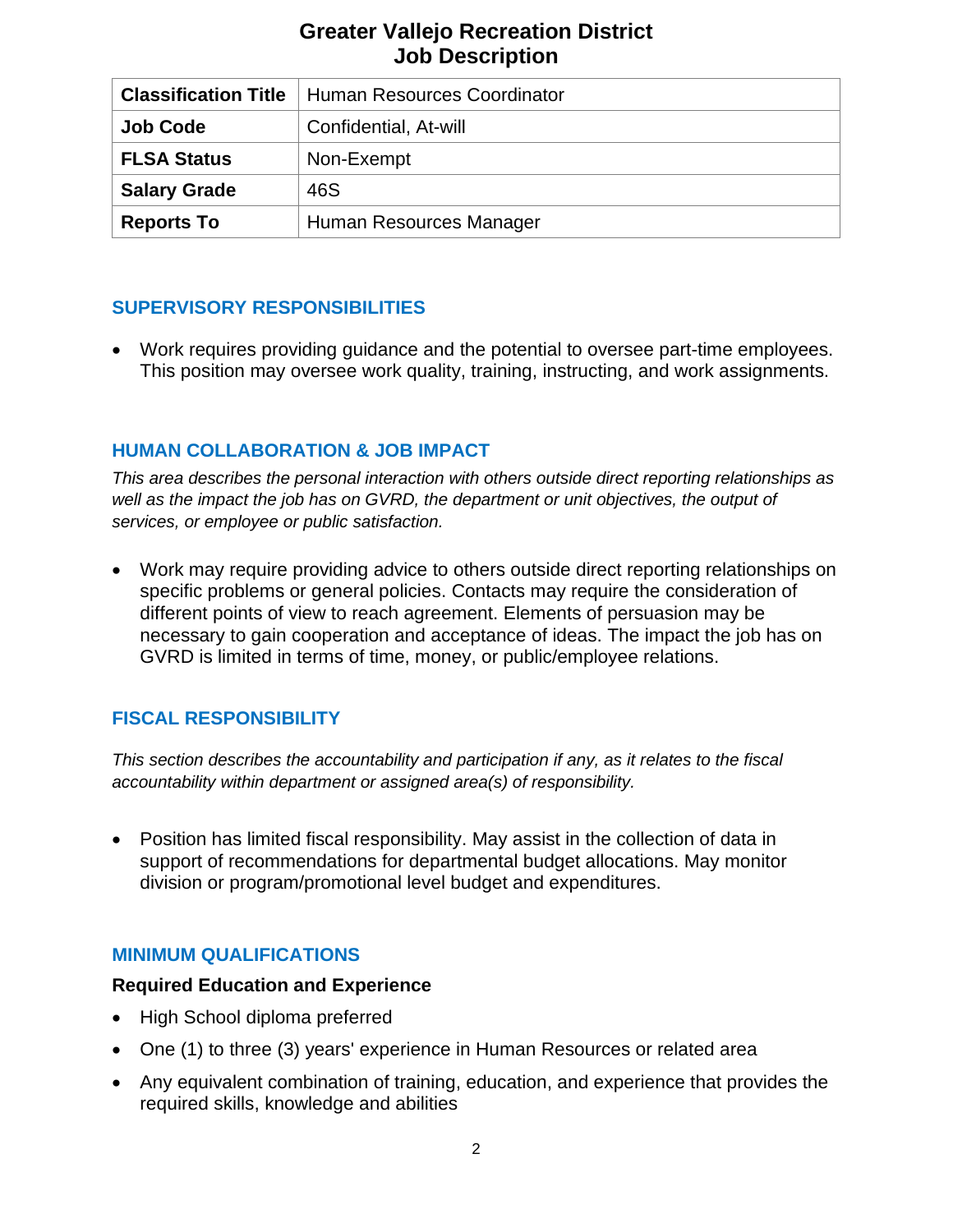# Greater Vallejo Recreation District
# Job Description

| Classification Title | Human Resources Coordinator |
|---|---|
| Job Code | Confidential, At-will |
| FLSA Status | Non-Exempt |
| Salary Grade | 46S |
| Reports To | Human Resources Manager |

## SUPERVISORY RESPONSIBILITIES

- Work requires providing guidance and the potential to oversee part-time employees. This position may oversee work quality, training, instructing, and work assignments.

## HUMAN COLLABORATION & JOB IMPACT

*This area describes the personal interaction with others outside direct reporting relationships as well as the impact the job has on GVRD, the department or unit objectives, the output of services, or employee or public satisfaction.*

- Work may require providing advice to others outside direct reporting relationships on specific problems or general policies. Contacts may require the consideration of different points of view to reach agreement. Elements of persuasion may be necessary to gain cooperation and acceptance of ideas. The impact the job has on GVRD is limited in terms of time, money, or public/employee relations.

## FISCAL RESPONSIBILITY

*This section describes the accountability and participation if any, as it relates to the fiscal accountability within department or assigned area(s) of responsibility.*

- Position has limited fiscal responsibility. May assist in the collection of data in support of recommendations for departmental budget allocations. May monitor division or program/promotional level budget and expenditures.

## MINIMUM QUALIFICATIONS

### Required Education and Experience

- High School diploma preferred
- One (1) to three (3) years' experience in Human Resources or related area
- Any equivalent combination of training, education, and experience that provides the required skills, knowledge and abilities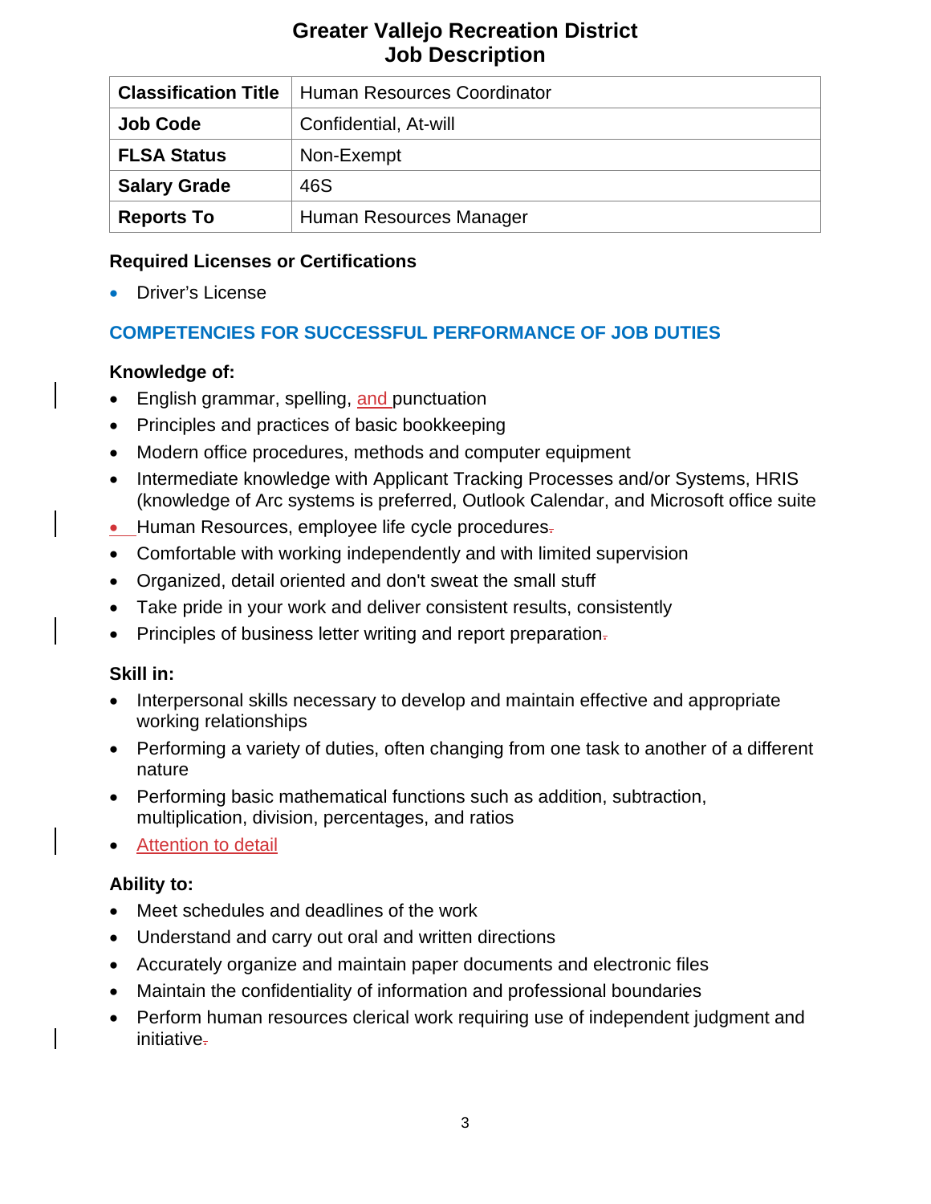# Greater Vallejo Recreation District
# Job Description

| Classification Title | Human Resources Coordinator |
|---|---|
| Job Code | Confidential, At-will |
| FLSA Status | Non-Exempt |
| Salary Grade | 46S |
| Reports To | Human Resources Manager |

### Required Licenses or Certifications

- Driver's License

## COMPETENCIES FOR SUCCESSFUL PERFORMANCE OF JOB DUTIES

### Knowledge of:

- English grammar, spelling, and punctuation
- Principles and practices of basic bookkeeping
- Modern office procedures, methods and computer equipment
- Intermediate knowledge with Applicant Tracking Processes and/or Systems, HRIS (knowledge of Arc systems is preferred, Outlook Calendar, and Microsoft office suite
- Human Resources, employee life cycle procedures
- Comfortable with working independently and with limited supervision
- Organized, detail oriented and don't sweat the small stuff
- Take pride in your work and deliver consistent results, consistently
- Principles of business letter writing and report preparation

### Skill in:

- Interpersonal skills necessary to develop and maintain effective and appropriate working relationships
- Performing a variety of duties, often changing from one task to another of a different nature
- Performing basic mathematical functions such as addition, subtraction, multiplication, division, percentages, and ratios
- Attention to detail

### Ability to:

- Meet schedules and deadlines of the work
- Understand and carry out oral and written directions
- Accurately organize and maintain paper documents and electronic files
- Maintain the confidentiality of information and professional boundaries
- Perform human resources clerical work requiring use of independent judgment and initiative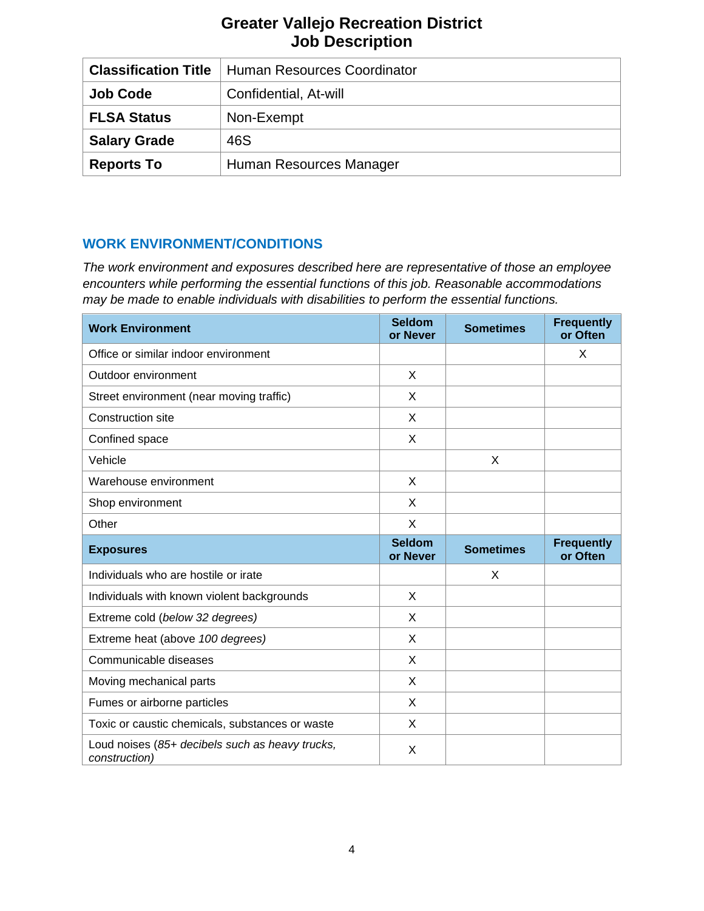# Greater Vallejo Recreation District
# Job Description

| **Classification Title** | Human Resources Coordinator |
|---|---|
| **Job Code** | Confidential, At-will |
| **FLSA Status** | Non-Exempt |
| **Salary Grade** | 46S |
| **Reports To** | Human Resources Manager |

## WORK ENVIRONMENT/CONDITIONS

*The work environment and exposures described here are representative of those an employee encounters while performing the essential functions of this job. Reasonable accommodations may be made to enable individuals with disabilities to perform the essential functions.*

| **Work Environment** | **Seldom or Never** | **Sometimes** | **Frequently or Often** |
|---|---|---|---|
| Office or similar indoor environment | | | X |
| Outdoor environment | X | | |
| Street environment (near moving traffic) | X | | |
| Construction site | X | | |
| Confined space | X | | |
| Vehicle | | X | |
| Warehouse environment | X | | |
| Shop environment | X | | |
| Other | X | | |
| **Exposures** | **Seldom or Never** | **Sometimes** | **Frequently or Often** |
| Individuals who are hostile or irate | | X | |
| Individuals with known violent backgrounds | X | | |
| Extreme cold (*below 32 degrees)* | X | | |
| Extreme heat (above *100 degrees)* | X | | |
| Communicable diseases | X | | |
| Moving mechanical parts | X | | |
| Fumes or airborne particles | X | | |
| Toxic or caustic chemicals, substances or waste | X | | |
| Loud noises (*85+ decibels such as heavy trucks, construction)* | X | | |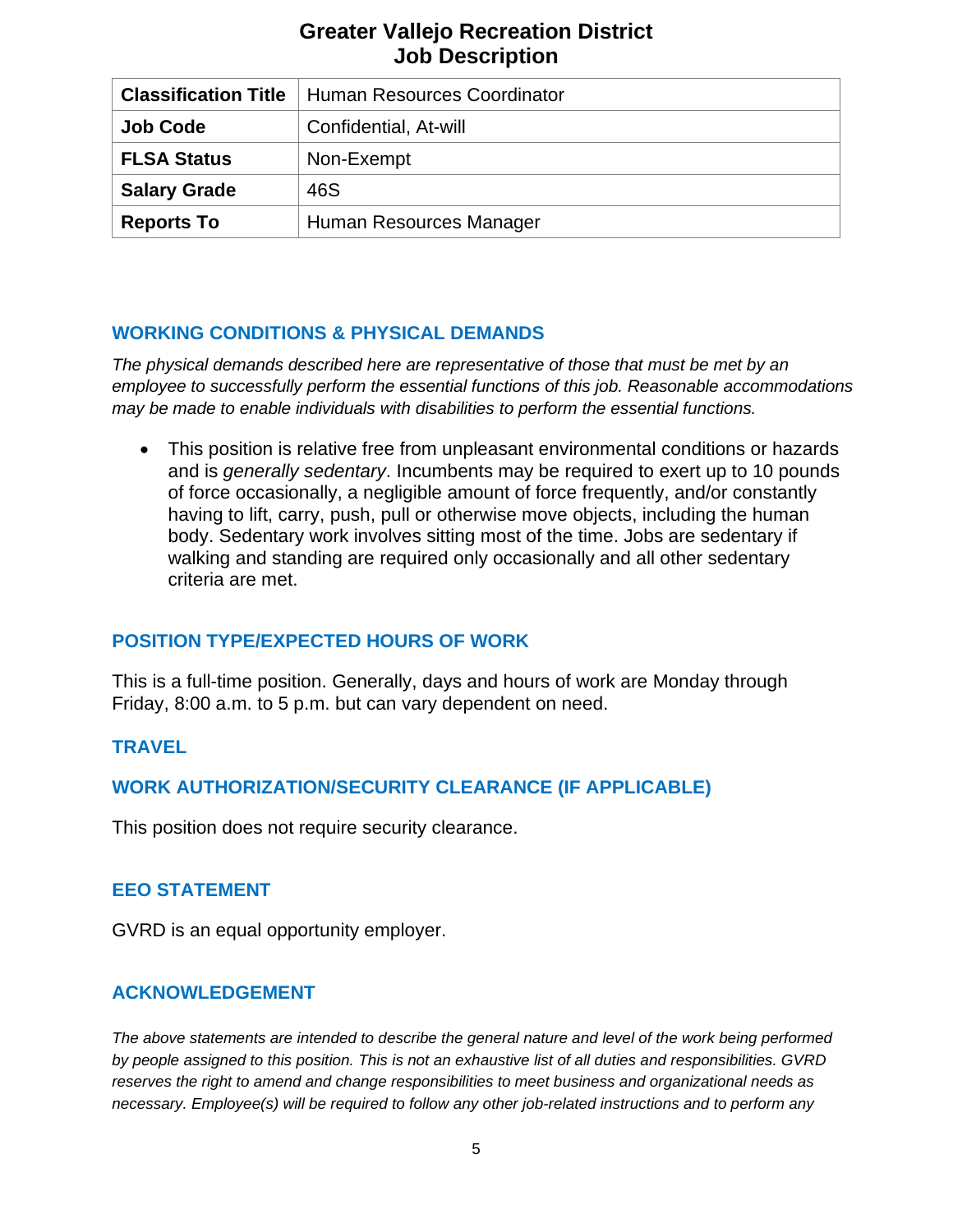# Greater Vallejo Recreation District
# Job Description

| Classification Title | Human Resources Coordinator |
|---|---|
| Job Code | Confidential, At-will |
| FLSA Status | Non-Exempt |
| Salary Grade | 46S |
| Reports To | Human Resources Manager |

## WORKING CONDITIONS & PHYSICAL DEMANDS

*The physical demands described here are representative of those that must be met by an employee to successfully perform the essential functions of this job. Reasonable accommodations may be made to enable individuals with disabilities to perform the essential functions.*

- This position is relative free from unpleasant environmental conditions or hazards and is *generally sedentary*. Incumbents may be required to exert up to 10 pounds of force occasionally, a negligible amount of force frequently, and/or constantly having to lift, carry, push, pull or otherwise move objects, including the human body. Sedentary work involves sitting most of the time. Jobs are sedentary if walking and standing are required only occasionally and all other sedentary criteria are met.

## POSITION TYPE/EXPECTED HOURS OF WORK

This is a full-time position. Generally, days and hours of work are Monday through Friday, 8:00 a.m. to 5 p.m. but can vary dependent on need.

## TRAVEL

## WORK AUTHORIZATION/SECURITY CLEARANCE (IF APPLICABLE)

This position does not require security clearance.

## EEO STATEMENT

GVRD is an equal opportunity employer.

## ACKNOWLEDGEMENT

*The above statements are intended to describe the general nature and level of the work being performed by people assigned to this position. This is not an exhaustive list of all duties and responsibilities. GVRD reserves the right to amend and change responsibilities to meet business and organizational needs as necessary. Employee(s) will be required to follow any other job-related instructions and to perform any*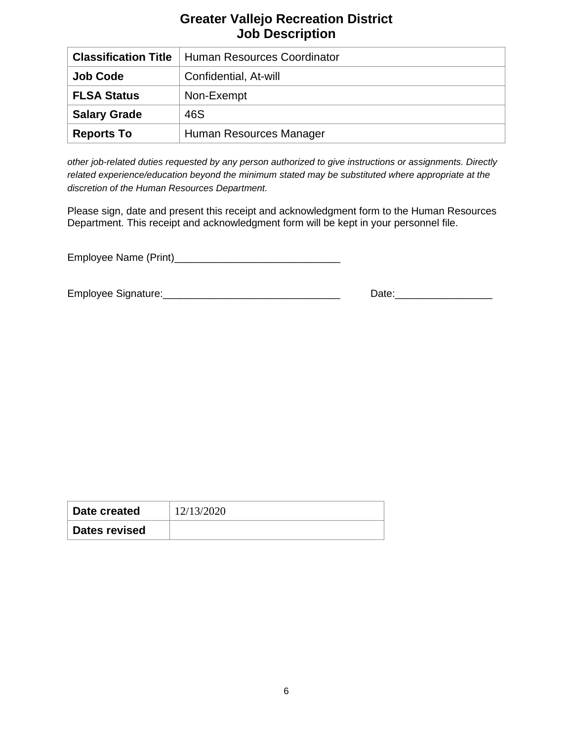# Greater Vallejo Recreation District
## Job Description

| Classification Title | Human Resources Coordinator |
|---|---|
| Job Code | Confidential, At-will |
| FLSA Status | Non-Exempt |
| Salary Grade | 46S |
| Reports To | Human Resources Manager |

*other job-related duties requested by any person authorized to give instructions or assignments. Directly related experience/education beyond the minimum stated may be substituted where appropriate at the discretion of the Human Resources Department.*

Please sign, date and present this receipt and acknowledgment form to the Human Resources Department. This receipt and acknowledgment form will be kept in your personnel file.

Employee Name (Print)_____________________________

Employee Signature:_______________________________ Date:_________________

| Date created | 12/13/2020 |
|---|---|
| Dates revised | |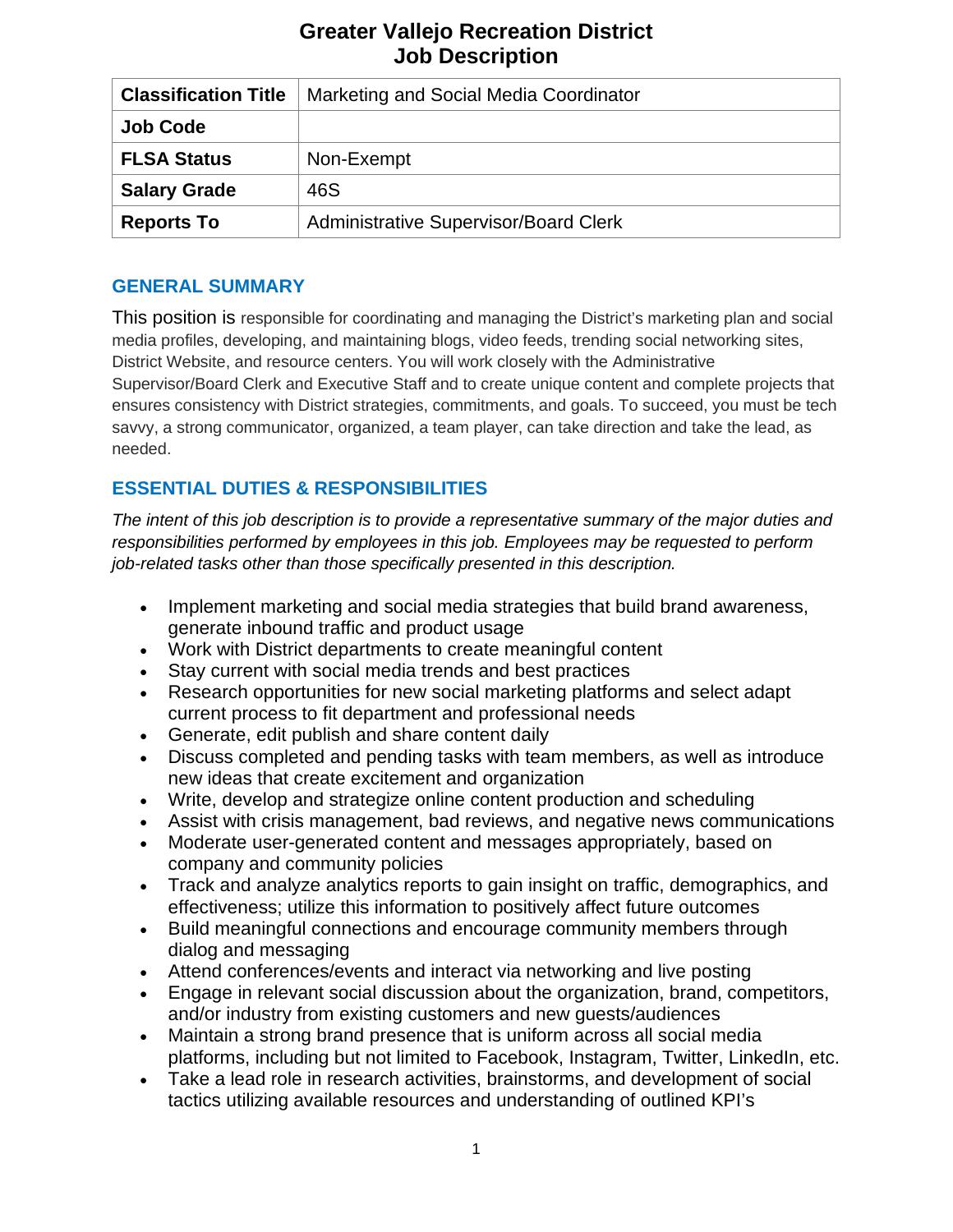# Greater Vallejo Recreation District
# Job Description

| Classification Title | Marketing and Social Media Coordinator |
|---|---|
| Job Code | |
| FLSA Status | Non-Exempt |
| Salary Grade | 46S |
| Reports To | Administrative Supervisor/Board Clerk |

## GENERAL SUMMARY

This position is responsible for coordinating and managing the District's marketing plan and social media profiles, developing, and maintaining blogs, video feeds, trending social networking sites, District Website, and resource centers. You will work closely with the Administrative Supervisor/Board Clerk and Executive Staff and to create unique content and complete projects that ensures consistency with District strategies, commitments, and goals. To succeed, you must be tech savvy, a strong communicator, organized, a team player, can take direction and take the lead, as needed.

## ESSENTIAL DUTIES & RESPONSIBILITIES

*The intent of this job description is to provide a representative summary of the major duties and responsibilities performed by employees in this job. Employees may be requested to perform job-related tasks other than those specifically presented in this description.*

- Implement marketing and social media strategies that build brand awareness, generate inbound traffic and product usage
- Work with District departments to create meaningful content
- Stay current with social media trends and best practices
- Research opportunities for new social marketing platforms and select adapt current process to fit department and professional needs
- Generate, edit publish and share content daily
- Discuss completed and pending tasks with team members, as well as introduce new ideas that create excitement and organization
- Write, develop and strategize online content production and scheduling
- Assist with crisis management, bad reviews, and negative news communications
- Moderate user-generated content and messages appropriately, based on company and community policies
- Track and analyze analytics reports to gain insight on traffic, demographics, and effectiveness; utilize this information to positively affect future outcomes
- Build meaningful connections and encourage community members through dialog and messaging
- Attend conferences/events and interact via networking and live posting
- Engage in relevant social discussion about the organization, brand, competitors, and/or industry from existing customers and new guests/audiences
- Maintain a strong brand presence that is uniform across all social media platforms, including but not limited to Facebook, Instagram, Twitter, LinkedIn, etc.
- Take a lead role in research activities, brainstorms, and development of social tactics utilizing available resources and understanding of outlined KPI's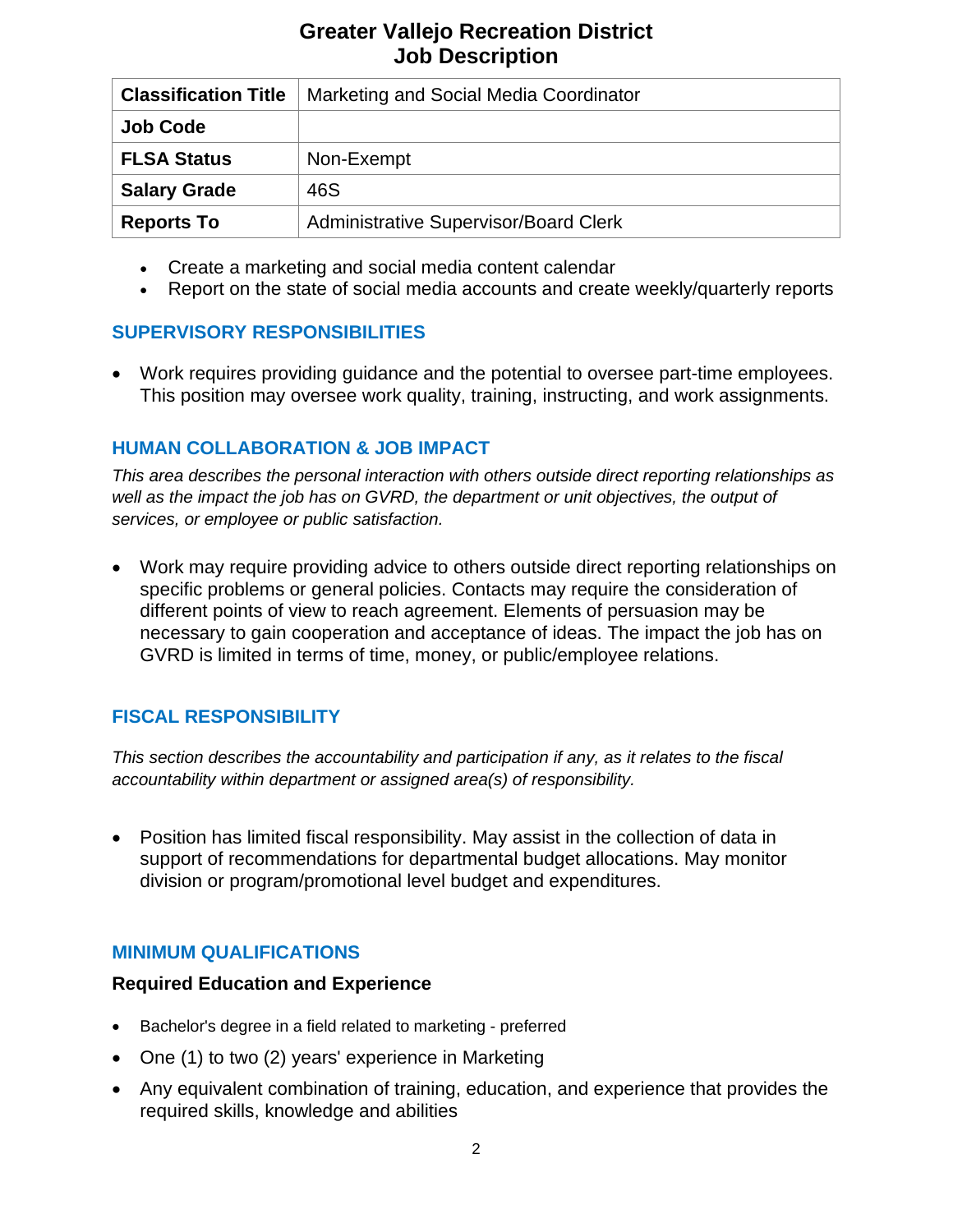# Greater Vallejo Recreation District
# Job Description

| Classification Title | Marketing and Social Media Coordinator |
|---|---|
| Job Code | |
| FLSA Status | Non-Exempt |
| Salary Grade | 46S |
| Reports To | Administrative Supervisor/Board Clerk |

- Create a marketing and social media content calendar
- Report on the state of social media accounts and create weekly/quarterly reports

## SUPERVISORY RESPONSIBILITIES

- Work requires providing guidance and the potential to oversee part-time employees. This position may oversee work quality, training, instructing, and work assignments.

## HUMAN COLLABORATION & JOB IMPACT

*This area describes the personal interaction with others outside direct reporting relationships as well as the impact the job has on GVRD, the department or unit objectives, the output of services, or employee or public satisfaction.*

- Work may require providing advice to others outside direct reporting relationships on specific problems or general policies. Contacts may require the consideration of different points of view to reach agreement. Elements of persuasion may be necessary to gain cooperation and acceptance of ideas. The impact the job has on GVRD is limited in terms of time, money, or public/employee relations.

## FISCAL RESPONSIBILITY

*This section describes the accountability and participation if any, as it relates to the fiscal accountability within department or assigned area(s) of responsibility.*

- Position has limited fiscal responsibility. May assist in the collection of data in support of recommendations for departmental budget allocations. May monitor division or program/promotional level budget and expenditures.

## MINIMUM QUALIFICATIONS

### Required Education and Experience

- Bachelor's degree in a field related to marketing - preferred
- One (1) to two (2) years' experience in Marketing
- Any equivalent combination of training, education, and experience that provides the required skills, knowledge and abilities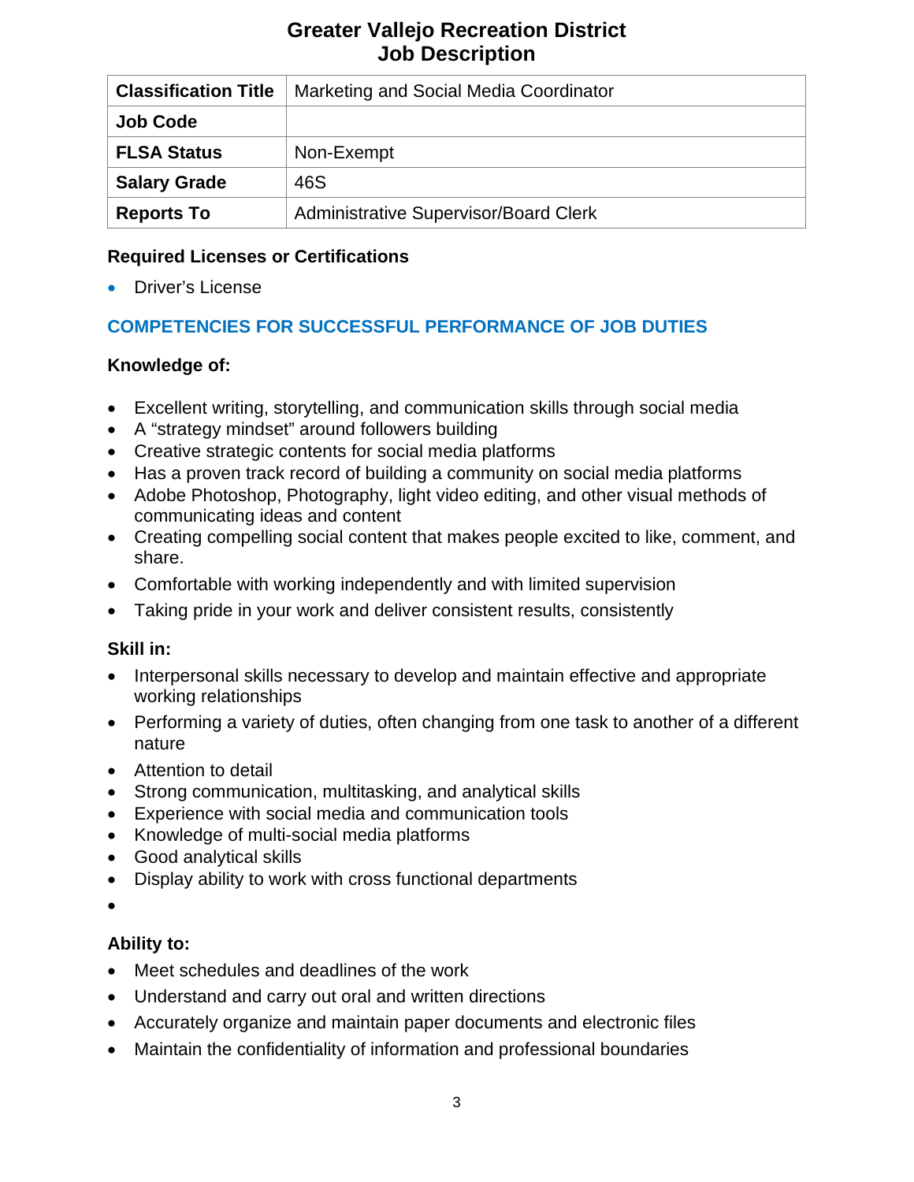# Greater Vallejo Recreation District
# Job Description

| Classification Title | Marketing and Social Media Coordinator |
|---|---|
| Job Code | |
| FLSA Status | Non-Exempt |
| Salary Grade | 46S |
| Reports To | Administrative Supervisor/Board Clerk |

### Required Licenses or Certifications

- Driver's License

## COMPETENCIES FOR SUCCESSFUL PERFORMANCE OF JOB DUTIES

### Knowledge of:

- Excellent writing, storytelling, and communication skills through social media
- A "strategy mindset" around followers building
- Creative strategic contents for social media platforms
- Has a proven track record of building a community on social media platforms
- Adobe Photoshop, Photography, light video editing, and other visual methods of communicating ideas and content
- Creating compelling social content that makes people excited to like, comment, and share.
- Comfortable with working independently and with limited supervision
- Taking pride in your work and deliver consistent results, consistently

### Skill in:

- Interpersonal skills necessary to develop and maintain effective and appropriate working relationships
- Performing a variety of duties, often changing from one task to another of a different nature
- Attention to detail
- Strong communication, multitasking, and analytical skills
- Experience with social media and communication tools
- Knowledge of multi-social media platforms
- Good analytical skills
- Display ability to work with cross functional departments

### Ability to:

- Meet schedules and deadlines of the work
- Understand and carry out oral and written directions
- Accurately organize and maintain paper documents and electronic files
- Maintain the confidentiality of information and professional boundaries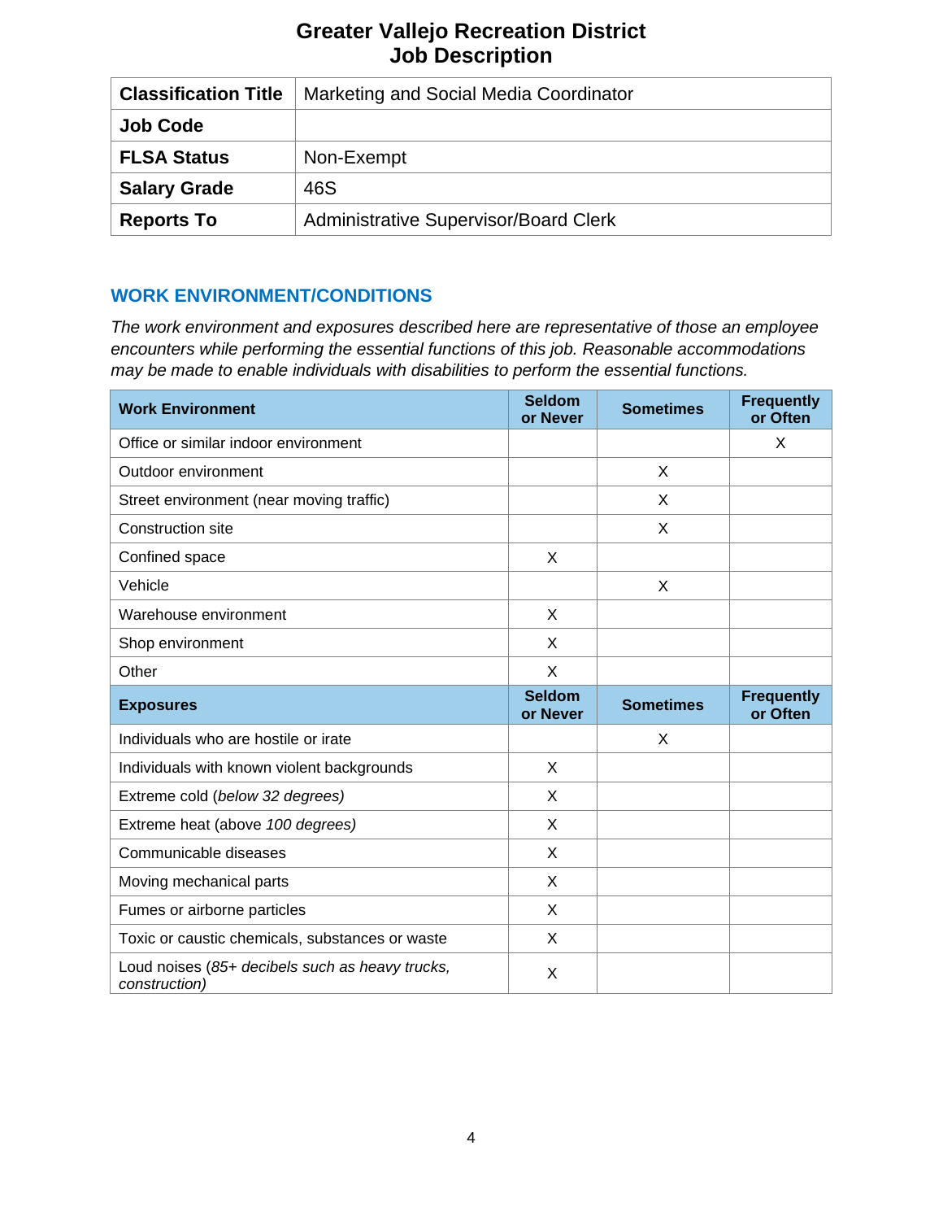# Greater Vallejo Recreation District
# Job Description

| Classification Title | Marketing and Social Media Coordinator |
|---|---|
| Job Code | |
| FLSA Status | Non-Exempt |
| Salary Grade | 46S |
| Reports To | Administrative Supervisor/Board Clerk |

## WORK ENVIRONMENT/CONDITIONS

*The work environment and exposures described here are representative of those an employee encounters while performing the essential functions of this job. Reasonable accommodations may be made to enable individuals with disabilities to perform the essential functions.*

| Work Environment | Seldom or Never | Sometimes | Frequently or Often |
|---|---|---|---|
| Office or similar indoor environment | | | X |
| Outdoor environment | | X | |
| Street environment (near moving traffic) | | X | |
| Construction site | | X | |
| Confined space | X | | |
| Vehicle | | X | |
| Warehouse environment | X | | |
| Shop environment | X | | |
| Other | X | | |
| **Exposures** | **Seldom or Never** | **Sometimes** | **Frequently or Often** |
| Individuals who are hostile or irate | | X | |
| Individuals with known violent backgrounds | X | | |
| Extreme cold (*below 32 degrees)* | X | | |
| Extreme heat (above *100 degrees)* | X | | |
| Communicable diseases | X | | |
| Moving mechanical parts | X | | |
| Fumes or airborne particles | X | | |
| Toxic or caustic chemicals, substances or waste | X | | |
| Loud noises (*85+ decibels such as heavy trucks, construction)* | X | | |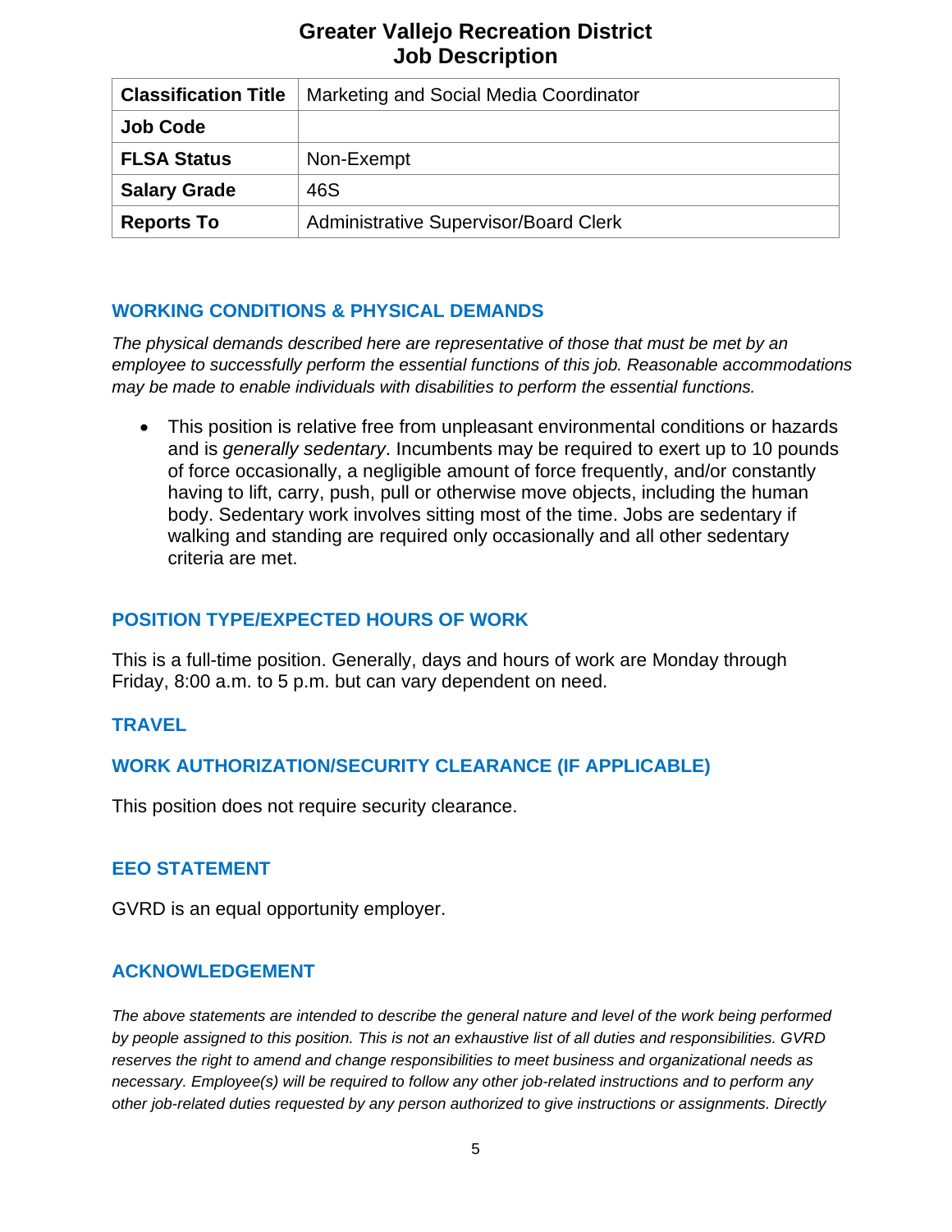# Greater Vallejo Recreation District
# Job Description

| Classification Title | Marketing and Social Media Coordinator |
|---|---|
| Job Code | |
| FLSA Status | Non-Exempt |
| Salary Grade | 46S |
| Reports To | Administrative Supervisor/Board Clerk |

## WORKING CONDITIONS & PHYSICAL DEMANDS

*The physical demands described here are representative of those that must be met by an employee to successfully perform the essential functions of this job. Reasonable accommodations may be made to enable individuals with disabilities to perform the essential functions.*

- This position is relative free from unpleasant environmental conditions or hazards and is *generally sedentary*. Incumbents may be required to exert up to 10 pounds of force occasionally, a negligible amount of force frequently, and/or constantly having to lift, carry, push, pull or otherwise move objects, including the human body. Sedentary work involves sitting most of the time. Jobs are sedentary if walking and standing are required only occasionally and all other sedentary criteria are met.

## POSITION TYPE/EXPECTED HOURS OF WORK

This is a full-time position. Generally, days and hours of work are Monday through Friday, 8:00 a.m. to 5 p.m. but can vary dependent on need.

## TRAVEL

## WORK AUTHORIZATION/SECURITY CLEARANCE (IF APPLICABLE)

This position does not require security clearance.

## EEO STATEMENT

GVRD is an equal opportunity employer.

## ACKNOWLEDGEMENT

*The above statements are intended to describe the general nature and level of the work being performed by people assigned to this position. This is not an exhaustive list of all duties and responsibilities. GVRD reserves the right to amend and change responsibilities to meet business and organizational needs as necessary. Employee(s) will be required to follow any other job-related instructions and to perform any other job-related duties requested by any person authorized to give instructions or assignments. Directly*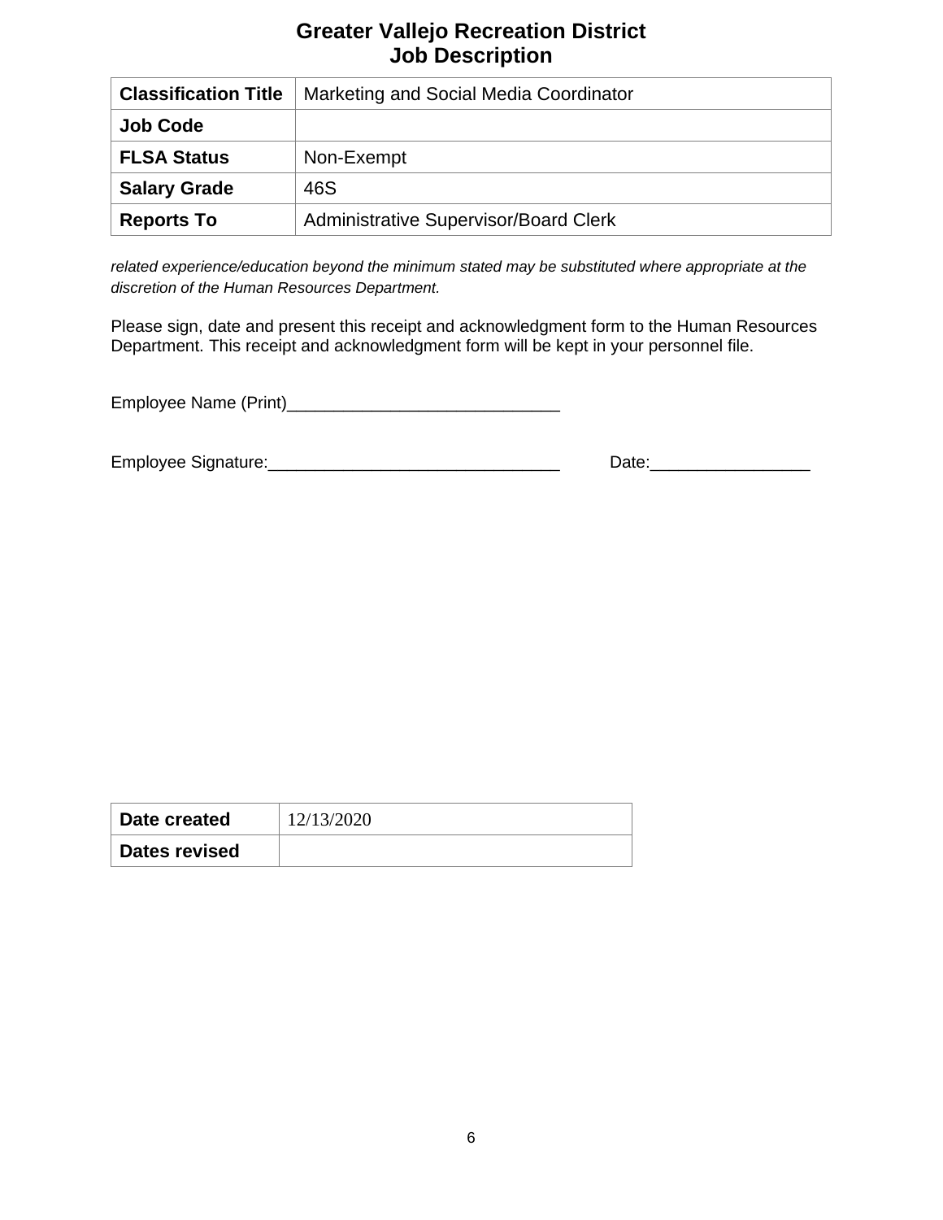# Greater Vallejo Recreation District
# Job Description

| | |
|---|---|
| **Classification Title** | Marketing and Social Media Coordinator |
| **Job Code** | |
| **FLSA Status** | Non-Exempt |
| **Salary Grade** | 46S |
| **Reports To** | Administrative Supervisor/Board Clerk |

*related experience/education beyond the minimum stated may be substituted where appropriate at the discretion of the Human Resources Department.*

Please sign, date and present this receipt and acknowledgment form to the Human Resources Department. This receipt and acknowledgment form will be kept in your personnel file.

Employee Name (Print)_____________________________

Employee Signature:_______________________________ Date:_________________

| | |
|---|---|
| **Date created** | 12/13/2020 |
| **Dates revised** | |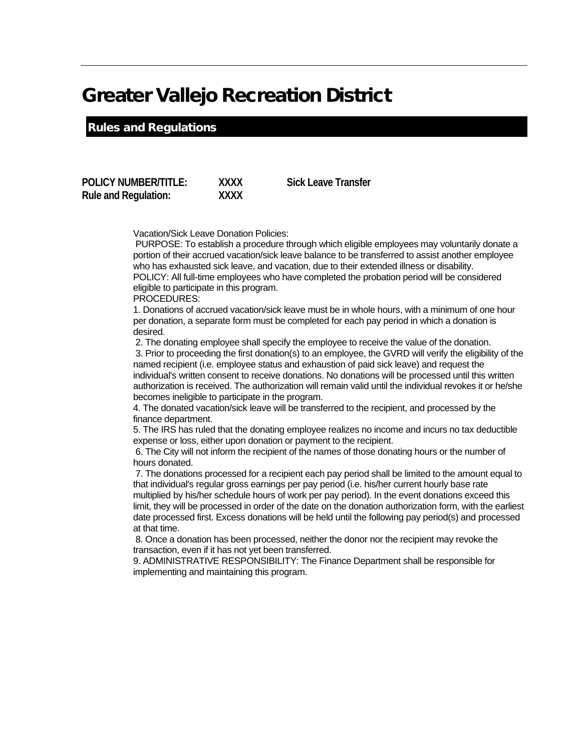# Greater Vallejo Recreation District

## Rules and Regulations

**POLICY NUMBER/TITLE:** **XXXX** **Sick Leave Transfer**
**Rule and Regulation:** **XXXX**

Vacation/Sick Leave Donation Policies:

PURPOSE: To establish a procedure through which eligible employees may voluntarily donate a portion of their accrued vacation/sick leave balance to be transferred to assist another employee who has exhausted sick leave, and vacation, due to their extended illness or disability.

POLICY: All full-time employees who have completed the probation period will be considered eligible to participate in this program.

PROCEDURES:

1. Donations of accrued vacation/sick leave must be in whole hours, with a minimum of one hour per donation, a separate form must be completed for each pay period in which a donation is desired.
2. The donating employee shall specify the employee to receive the value of the donation.
3. Prior to proceeding the first donation(s) to an employee, the GVRD will verify the eligibility of the named recipient (i.e. employee status and exhaustion of paid sick leave) and request the individual's written consent to receive donations. No donations will be processed until this written authorization is received. The authorization will remain valid until the individual revokes it or he/she becomes ineligible to participate in the program.
4. The donated vacation/sick leave will be transferred to the recipient, and processed by the finance department.
5. The IRS has ruled that the donating employee realizes no income and incurs no tax deductible expense or loss, either upon donation or payment to the recipient.
6. The City will not inform the recipient of the names of those donating hours or the number of hours donated.
7. The donations processed for a recipient each pay period shall be limited to the amount equal to that individual's regular gross earnings per pay period (i.e. his/her current hourly base rate multiplied by his/her schedule hours of work per pay period). In the event donations exceed this limit, they will be processed in order of the date on the donation authorization form, with the earliest date processed first. Excess donations will be held until the following pay period(s) and processed at that time.
8. Once a donation has been processed, neither the donor nor the recipient may revoke the transaction, even if it has not yet been transferred.
9. ADMINISTRATIVE RESPONSIBILITY: The Finance Department shall be responsible for implementing and maintaining this program.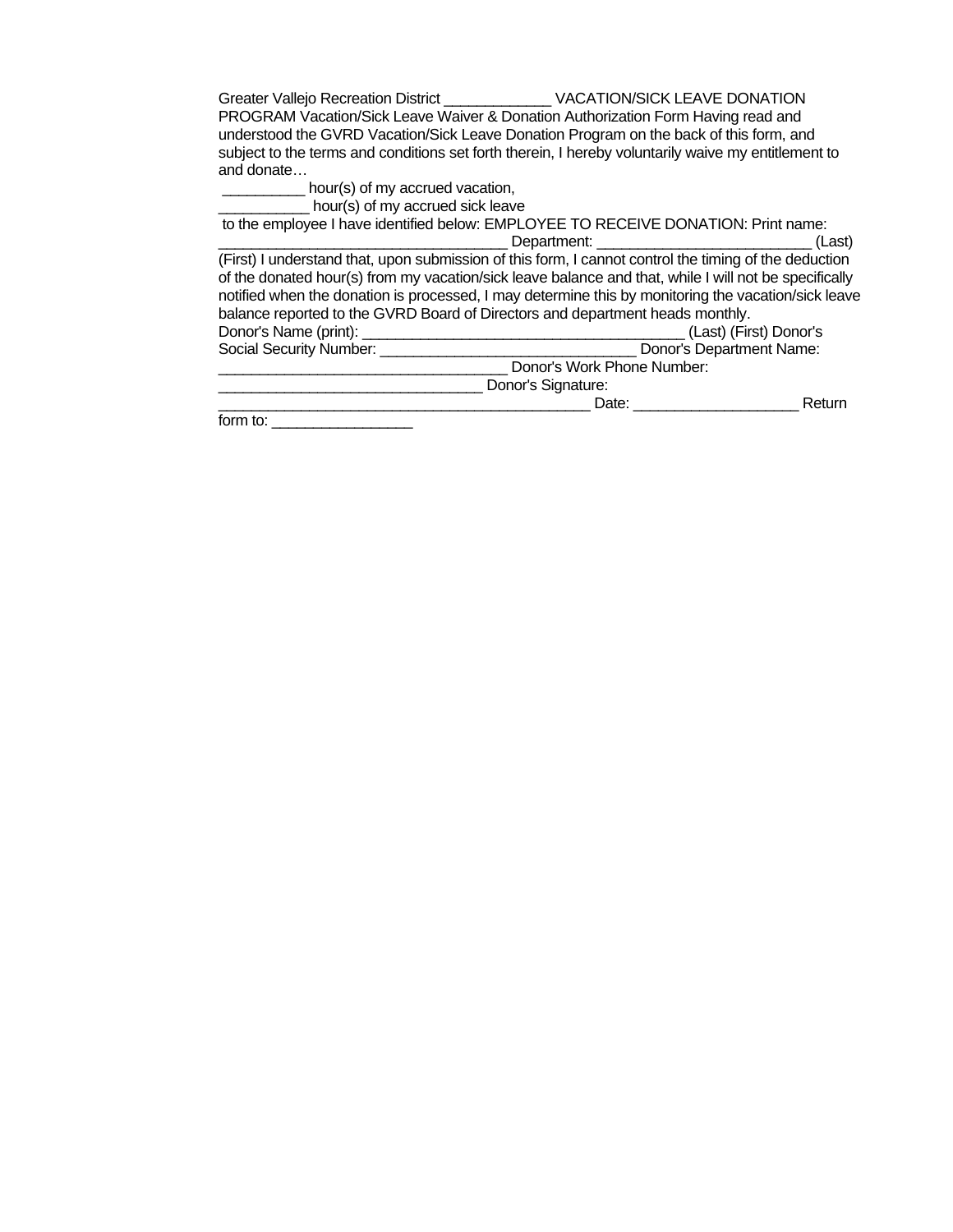Greater Vallejo Recreation District _____________ VACATION/SICK LEAVE DONATION PROGRAM Vacation/Sick Leave Waiver & Donation Authorization Form Having read and understood the GVRD Vacation/Sick Leave Donation Program on the back of this form, and subject to the terms and conditions set forth therein, I hereby voluntarily waive my entitlement to and donate…

__________ hour(s) of my accrued vacation,

___________ hour(s) of my accrued sick leave

to the employee I have identified below: EMPLOYEE TO RECEIVE DONATION: Print name: ___________________________________ Department: __________________________ (Last) (First) I understand that, upon submission of this form, I cannot control the timing of the deduction of the donated hour(s) from my vacation/sick leave balance and that, while I will not be specifically notified when the donation is processed, I may determine this by monitoring the vacation/sick leave balance reported to the GVRD Board of Directors and department heads monthly.

Donor's Name (print): _______________________________________ (Last) (First) Donor's Social Security Number: ________________________________ Donor's Department Name: ___________________________________ Donor's Work Phone Number: ________________________________ Donor's Signature: _____________________________________________ Date: ____________________ Return form to: _________________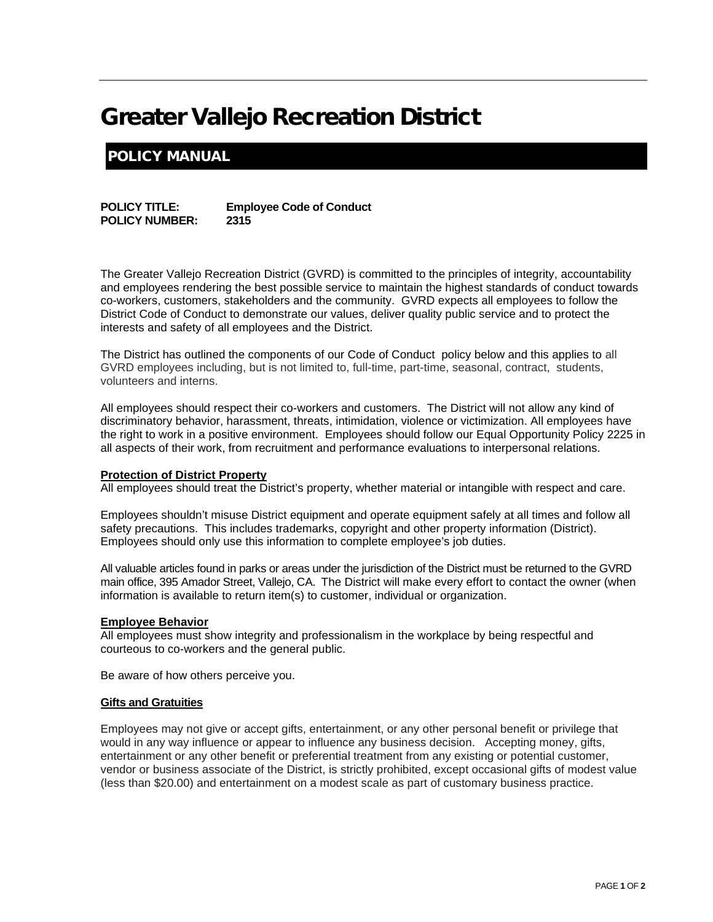# Greater Vallejo Recreation District

## POLICY MANUAL

**POLICY TITLE:** **Employee Code of Conduct**
**POLICY NUMBER:** **2315**

The Greater Vallejo Recreation District (GVRD) is committed to the principles of integrity, accountability and employees rendering the best possible service to maintain the highest standards of conduct towards co-workers, customers, stakeholders and the community. GVRD expects all employees to follow the District Code of Conduct to demonstrate our values, deliver quality public service and to protect the interests and safety of all employees and the District.

The District has outlined the components of our Code of Conduct policy below and this applies to all GVRD employees including, but is not limited to, full-time, part-time, seasonal, contract, students, volunteers and interns.

All employees should respect their co-workers and customers. The District will not allow any kind of discriminatory behavior, harassment, threats, intimidation, violence or victimization. All employees have the right to work in a positive environment. Employees should follow our Equal Opportunity Policy 2225 in all aspects of their work, from recruitment and performance evaluations to interpersonal relations.

**Protection of District Property**

All employees should treat the District's property, whether material or intangible with respect and care.

Employees shouldn't misuse District equipment and operate equipment safely at all times and follow all safety precautions. This includes trademarks, copyright and other property information (District). Employees should only use this information to complete employee's job duties.

All valuable articles found in parks or areas under the jurisdiction of the District must be returned to the GVRD main office, 395 Amador Street, Vallejo, CA. The District will make every effort to contact the owner (when information is available to return item(s) to customer, individual or organization.

**Employee Behavior**

All employees must show integrity and professionalism in the workplace by being respectful and courteous to co-workers and the general public.

Be aware of how others perceive you.

**Gifts and Gratuities**

Employees may not give or accept gifts, entertainment, or any other personal benefit or privilege that would in any way influence or appear to influence any business decision. Accepting money, gifts, entertainment or any other benefit or preferential treatment from any existing or potential customer, vendor or business associate of the District, is strictly prohibited, except occasional gifts of modest value (less than $20.00) and entertainment on a modest scale as part of customary business practice.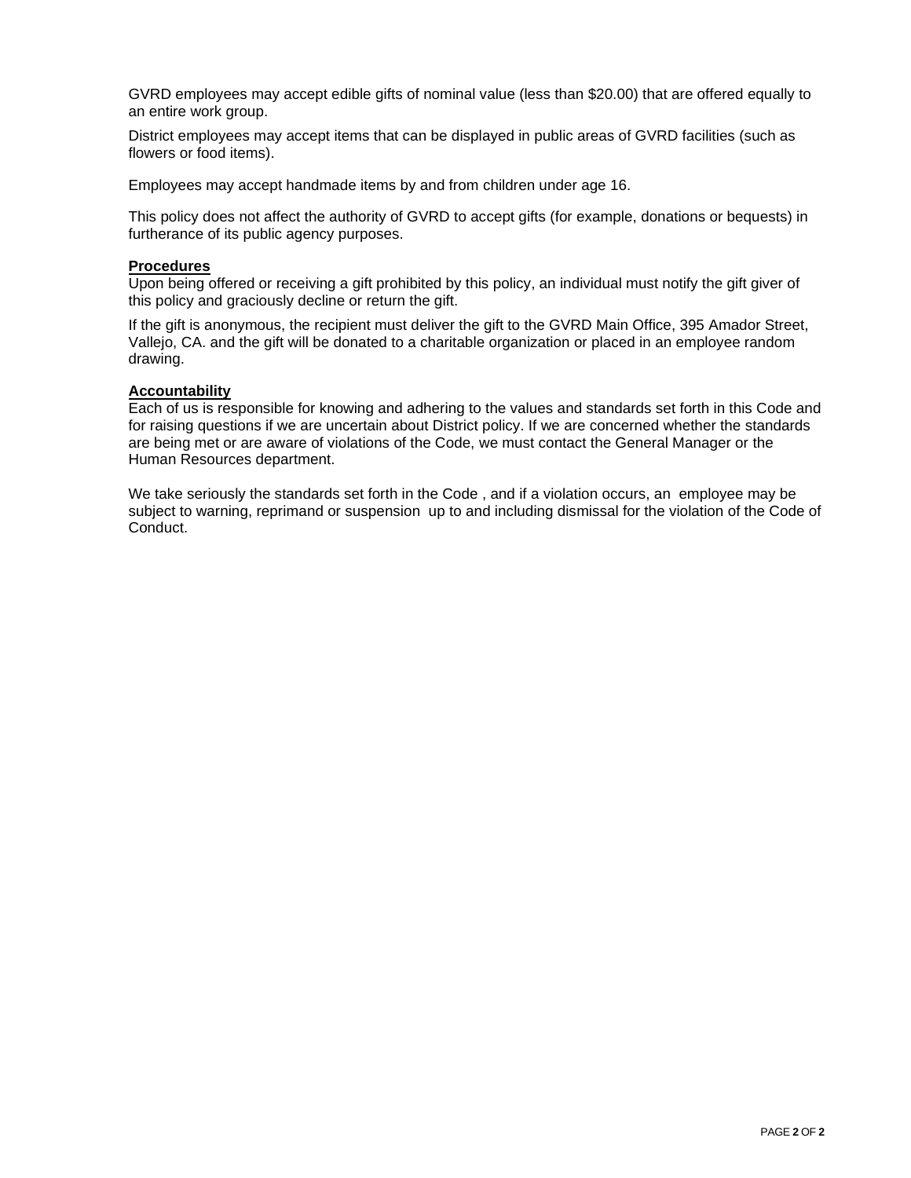GVRD employees may accept edible gifts of nominal value (less than $20.00) that are offered equally to an entire work group.

District employees may accept items that can be displayed in public areas of GVRD facilities (such as flowers or food items).

Employees may accept handmade items by and from children under age 16.

This policy does not affect the authority of GVRD to accept gifts (for example, donations or bequests) in furtherance of its public agency purposes.

**Procedures**

Upon being offered or receiving a gift prohibited by this policy, an individual must notify the gift giver of this policy and graciously decline or return the gift.

If the gift is anonymous, the recipient must deliver the gift to the GVRD Main Office, 395 Amador Street, Vallejo, CA. and the gift will be donated to a charitable organization or placed in an employee random drawing.

**Accountability**

Each of us is responsible for knowing and adhering to the values and standards set forth in this Code and for raising questions if we are uncertain about District policy. If we are concerned whether the standards are being met or are aware of violations of the Code, we must contact the General Manager or the Human Resources department.

We take seriously the standards set forth in the Code , and if a violation occurs, an employee may be subject to warning, reprimand or suspension up to and including dismissal for the violation of the Code of Conduct.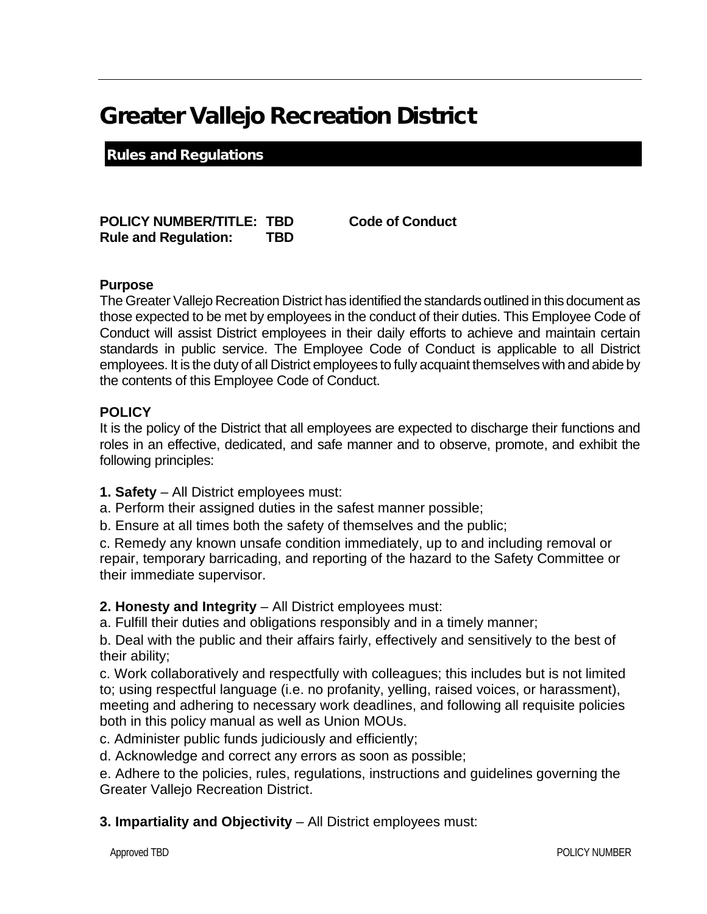# Greater Vallejo Recreation District

## Rules and Regulations

**POLICY NUMBER/TITLE: TBD Code of Conduct**
**Rule and Regulation: TBD**

**Purpose**

The Greater Vallejo Recreation District has identified the standards outlined in this document as those expected to be met by employees in the conduct of their duties. This Employee Code of Conduct will assist District employees in their daily efforts to achieve and maintain certain standards in public service. The Employee Code of Conduct is applicable to all District employees. It is the duty of all District employees to fully acquaint themselves with and abide by the contents of this Employee Code of Conduct.

**POLICY**

It is the policy of the District that all employees are expected to discharge their functions and roles in an effective, dedicated, and safe manner and to observe, promote, and exhibit the following principles:

**1. Safety** – All District employees must:

a. Perform their assigned duties in the safest manner possible;

b. Ensure at all times both the safety of themselves and the public;

c. Remedy any known unsafe condition immediately, up to and including removal or repair, temporary barricading, and reporting of the hazard to the Safety Committee or their immediate supervisor.

**2. Honesty and Integrity** – All District employees must:

a. Fulfill their duties and obligations responsibly and in a timely manner;

b. Deal with the public and their affairs fairly, effectively and sensitively to the best of their ability;

c. Work collaboratively and respectfully with colleagues; this includes but is not limited to; using respectful language (i.e. no profanity, yelling, raised voices, or harassment), meeting and adhering to necessary work deadlines, and following all requisite policies both in this policy manual as well as Union MOUs.

c. Administer public funds judiciously and efficiently;

d. Acknowledge and correct any errors as soon as possible;

e. Adhere to the policies, rules, regulations, instructions and guidelines governing the Greater Vallejo Recreation District.

**3. Impartiality and Objectivity** – All District employees must: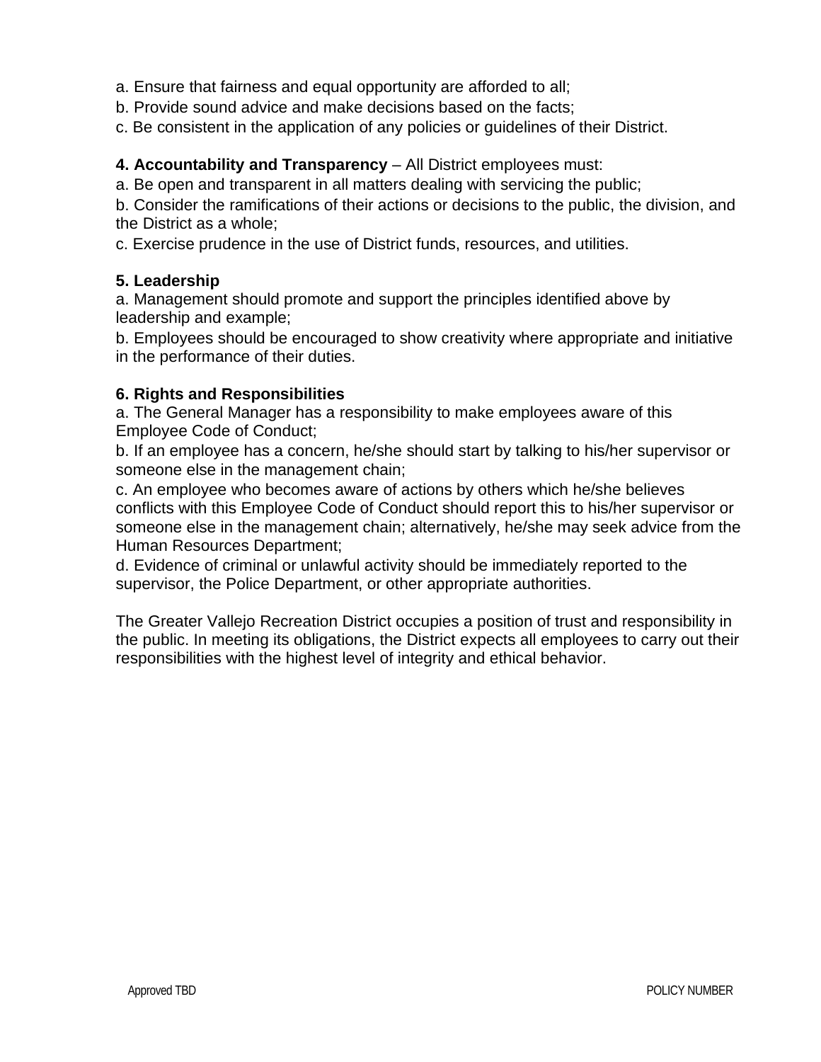a. Ensure that fairness and equal opportunity are afforded to all;

b. Provide sound advice and make decisions based on the facts;

c. Be consistent in the application of any policies or guidelines of their District.

**4. Accountability and Transparency** – All District employees must:

a. Be open and transparent in all matters dealing with servicing the public;

b. Consider the ramifications of their actions or decisions to the public, the division, and the District as a whole;

c. Exercise prudence in the use of District funds, resources, and utilities.

**5. Leadership**

a. Management should promote and support the principles identified above by leadership and example;

b. Employees should be encouraged to show creativity where appropriate and initiative in the performance of their duties.

**6. Rights and Responsibilities**

a. The General Manager has a responsibility to make employees aware of this Employee Code of Conduct;

b. If an employee has a concern, he/she should start by talking to his/her supervisor or someone else in the management chain;

c. An employee who becomes aware of actions by others which he/she believes conflicts with this Employee Code of Conduct should report this to his/her supervisor or someone else in the management chain; alternatively, he/she may seek advice from the Human Resources Department;

d. Evidence of criminal or unlawful activity should be immediately reported to the supervisor, the Police Department, or other appropriate authorities.

The Greater Vallejo Recreation District occupies a position of trust and responsibility in the public. In meeting its obligations, the District expects all employees to carry out their responsibilities with the highest level of integrity and ethical behavior.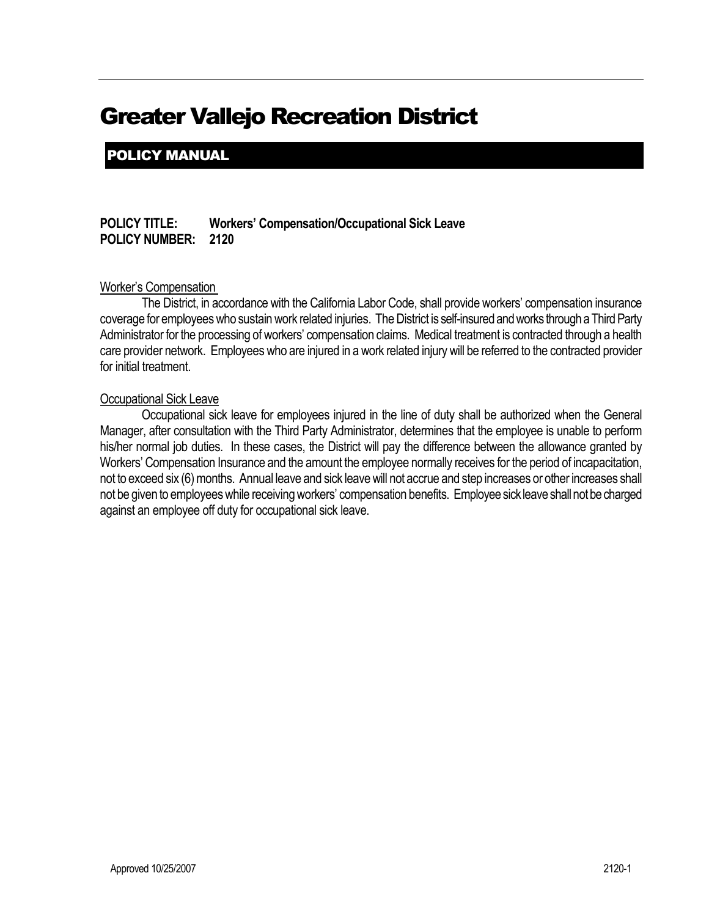# Greater Vallejo Recreation District

## POLICY MANUAL

**POLICY TITLE: Workers' Compensation/Occupational Sick Leave**
**POLICY NUMBER: 2120**

Worker's Compensation

The District, in accordance with the California Labor Code, shall provide workers' compensation insurance coverage for employees who sustain work related injuries. The District is self-insured and works through a Third Party Administrator for the processing of workers' compensation claims. Medical treatment is contracted through a health care provider network. Employees who are injured in a work related injury will be referred to the contracted provider for initial treatment.

Occupational Sick Leave

Occupational sick leave for employees injured in the line of duty shall be authorized when the General Manager, after consultation with the Third Party Administrator, determines that the employee is unable to perform his/her normal job duties. In these cases, the District will pay the difference between the allowance granted by Workers' Compensation Insurance and the amount the employee normally receives for the period of incapacitation, not to exceed six (6) months. Annual leave and sick leave will not accrue and step increases or other increases shall not be given to employees while receiving workers' compensation benefits. Employee sick leave shall not be charged against an employee off duty for occupational sick leave.

Approved 10/25/2007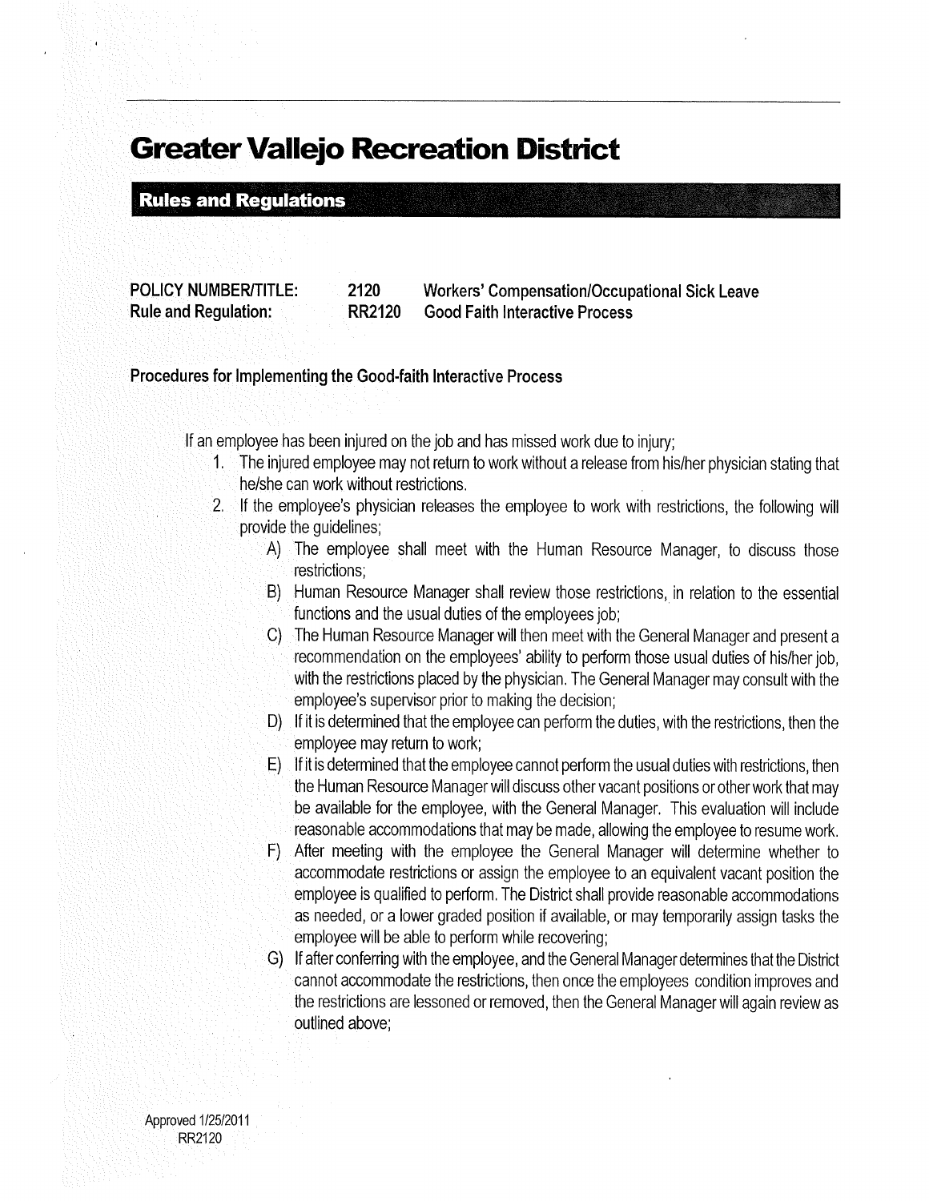# Greater Vallejo Recreation District

## Rules and Regulations

**POLICY NUMBER/TITLE:** **2120** **Workers' Compensation/Occupational Sick Leave**
**Rule and Regulation:** **RR2120** **Good Faith Interactive Process**

### Procedures for Implementing the Good-faith Interactive Process

If an employee has been injured on the job and has missed work due to injury;

1. The injured employee may not return to work without a release from his/her physician stating that he/she can work without restrictions.
2. If the employee's physician releases the employee to work with restrictions, the following will provide the guidelines;
   - A) The employee shall meet with the Human Resource Manager, to discuss those restrictions;
   - B) Human Resource Manager shall review those restrictions, in relation to the essential functions and the usual duties of the employees job;
   - C) The Human Resource Manager will then meet with the General Manager and present a recommendation on the employees' ability to perform those usual duties of his/her job, with the restrictions placed by the physician. The General Manager may consult with the employee's supervisor prior to making the decision;
   - D) If it is determined that the employee can perform the duties, with the restrictions, then the employee may return to work;
   - E) If it is determined that the employee cannot perform the usual duties with restrictions, then the Human Resource Manager will discuss other vacant positions or other work that may be available for the employee, with the General Manager. This evaluation will include reasonable accommodations that may be made, allowing the employee to resume work.
   - F) After meeting with the employee the General Manager will determine whether to accommodate restrictions or assign the employee to an equivalent vacant position the employee is qualified to perform. The District shall provide reasonable accommodations as needed, or a lower graded position if available, or may temporarily assign tasks the employee will be able to perform while recovering;
   - G) If after conferring with the employee, and the General Manager determines that the District cannot accommodate the restrictions, then once the employees condition improves and the restrictions are lessoned or removed, then the General Manager will again review as outlined above;

Approved 1/25/2011
RR2120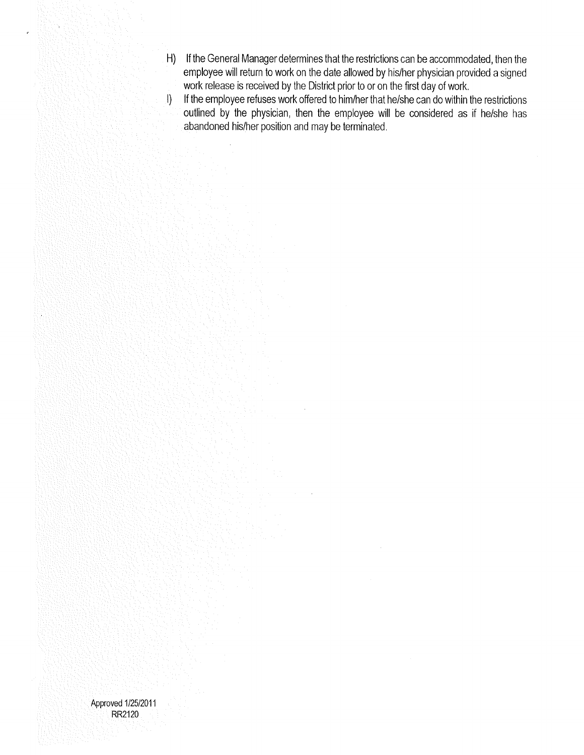H) If the General Manager determines that the restrictions can be accommodated, then the employee will return to work on the date allowed by his/her physician provided a signed work release is received by the District prior to or on the first day of work.

I) If the employee refuses work offered to him/her that he/she can do within the restrictions outlined by the physician, then the employee will be considered as if he/she has abandoned his/her position and may be terminated.

Approved 1/25/2011
RR2120